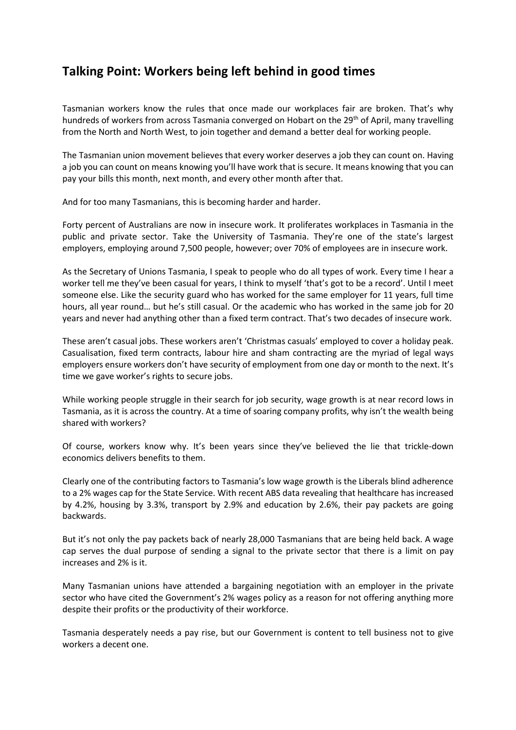## Talking Point: Workers being left behind in good times

Tasmanian workers know the rules that once made our workplaces fair are broken. That's why hundreds of workers from across Tasmania converged on Hobart on the 29th of April, many travelling from the North and North West, to join together and demand a better deal for working people.

The Tasmanian union movement believes that every worker deserves a job they can count on. Having a job you can count on means knowing you'll have work that is secure. It means knowing that you can pay your bills this month, next month, and every other month after that.

And for too many Tasmanians, this is becoming harder and harder.

Forty percent of Australians are now in insecure work. It proliferates workplaces in Tasmania in the public and private sector. Take the University of Tasmania. They're one of the state's largest employers, employing around 7,500 people, however; over 70% of employees are in insecure work.

As the Secretary of Unions Tasmania, I speak to people who do all types of work. Every time I hear a worker tell me they've been casual for years, I think to myself 'that's got to be a record'. Until I meet someone else. Like the security guard who has worked for the same employer for 11 years, full time hours, all year round… but he's still casual. Or the academic who has worked in the same job for 20 years and never had anything other than a fixed term contract. That's two decades of insecure work.

These aren't casual jobs. These workers aren't 'Christmas casuals' employed to cover a holiday peak. Casualisation, fixed term contracts, labour hire and sham contracting are the myriad of legal ways employers ensure workers don't have security of employment from one day or month to the next. It's time we gave worker's rights to secure jobs.

While working people struggle in their search for job security, wage growth is at near record lows in Tasmania, as it is across the country. At a time of soaring company profits, why isn't the wealth being shared with workers?

Of course, workers know why. It's been years since they've believed the lie that trickle-down economics delivers benefits to them.

Clearly one of the contributing factors to Tasmania's low wage growth is the Liberals blind adherence to a 2% wages cap for the State Service. With recent ABS data revealing that healthcare has increased by 4.2%, housing by 3.3%, transport by 2.9% and education by 2.6%, their pay packets are going backwards.

But it's not only the pay packets back of nearly 28,000 Tasmanians that are being held back. A wage cap serves the dual purpose of sending a signal to the private sector that there is a limit on pay increases and 2% is it.

Many Tasmanian unions have attended a bargaining negotiation with an employer in the private sector who have cited the Government's 2% wages policy as a reason for not offering anything more despite their profits or the productivity of their workforce.

Tasmania desperately needs a pay rise, but our Government is content to tell business not to give workers a decent one.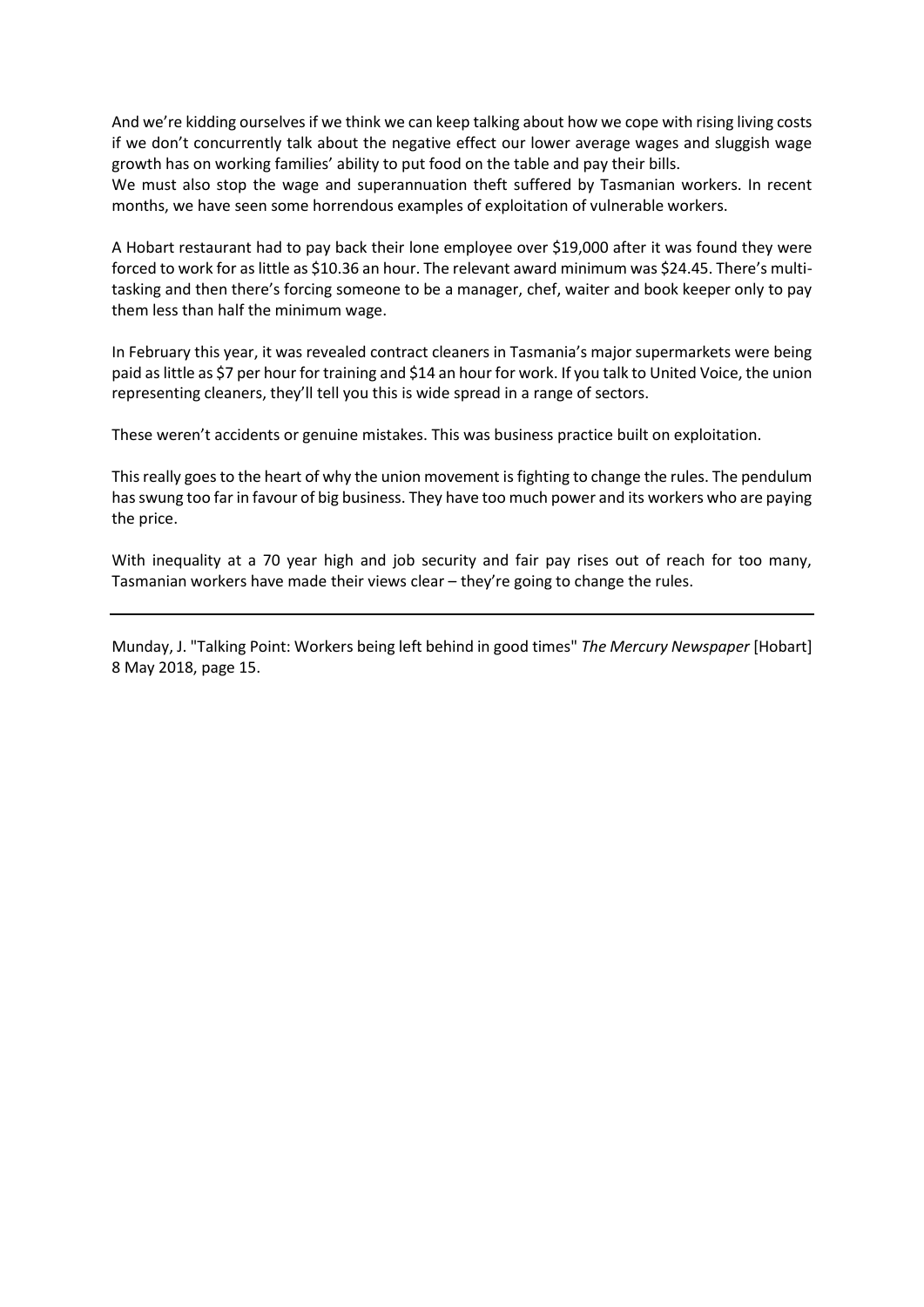And we're kidding ourselves if we think we can keep talking about how we cope with rising living costs if we don't concurrently talk about the negative effect our lower average wages and sluggish wage growth has on working families' ability to put food on the table and pay their bills.
We must also stop the wage and superannuation theft suffered by Tasmanian workers. In recent months, we have seen some horrendous examples of exploitation of vulnerable workers.

A Hobart restaurant had to pay back their lone employee over $19,000 after it was found they were forced to work for as little as $10.36 an hour. The relevant award minimum was $24.45. There's multi-tasking and then there's forcing someone to be a manager, chef, waiter and book keeper only to pay them less than half the minimum wage.

In February this year, it was revealed contract cleaners in Tasmania's major supermarkets were being paid as little as $7 per hour for training and $14 an hour for work. If you talk to United Voice, the union representing cleaners, they'll tell you this is wide spread in a range of sectors.

These weren't accidents or genuine mistakes. This was business practice built on exploitation.

This really goes to the heart of why the union movement is fighting to change the rules. The pendulum has swung too far in favour of big business. They have too much power and its workers who are paying the price.

With inequality at a 70 year high and job security and fair pay rises out of reach for too many, Tasmanian workers have made their views clear – they're going to change the rules.

---

Munday, J. "Talking Point: Workers being left behind in good times" *The Mercury Newspaper* [Hobart] 8 May 2018, page 15.